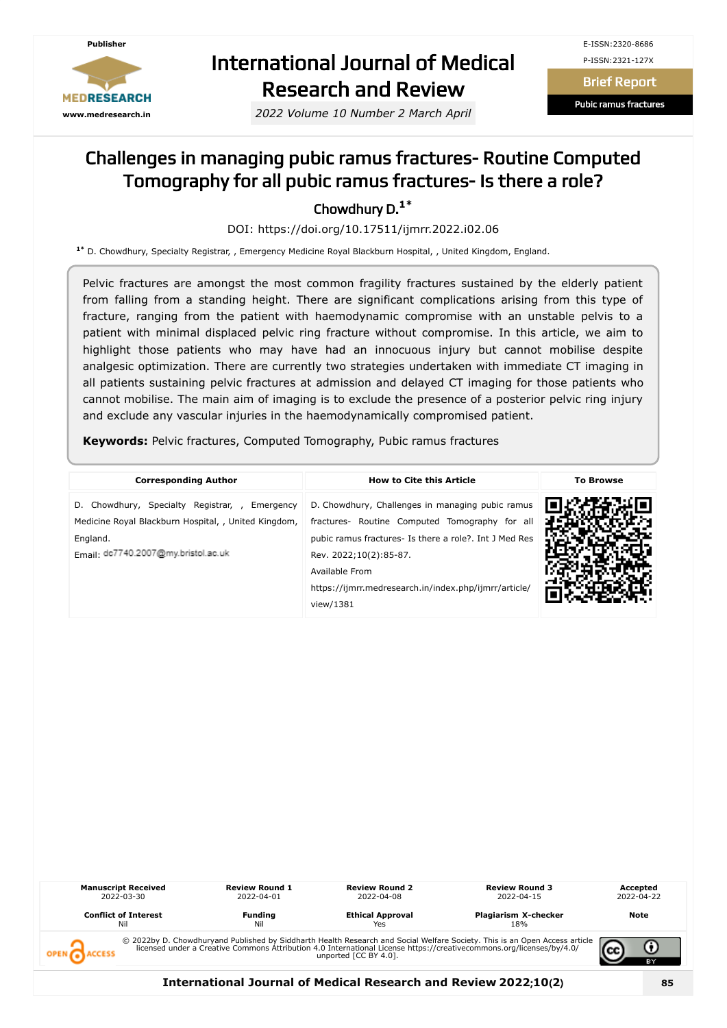Publisher

MEDRESEARCH

www.medresearch.in

# International Journal of Medical Research and Review

*2022 Volume 10 Number 2 March April*

E-ISSN:2320-8686

P-ISSN:2321-127X

**Brief Report**

**Pubic ramus fractures**

# Challenges in managing pubic ramus fractures- Routine Computed Tomography for all pubic ramus fractures- Is there a role?

Chowdhury D.[1*]

DOI: https://doi.org/10.17511/ijmrr.2022.i02.06

[1*] D. Chowdhury, Specialty Registrar, , Emergency Medicine Royal Blackburn Hospital, , United Kingdom, England.

Pelvic fractures are amongst the most common fragility fractures sustained by the elderly patient from falling from a standing height. There are significant complications arising from this type of fracture, ranging from the patient with haemodynamic compromise with an unstable pelvis to a patient with minimal displaced pelvic ring fracture without compromise. In this article, we aim to highlight those patients who may have had an innocuous injury but cannot mobilise despite analgesic optimization. There are currently two strategies undertaken with immediate CT imaging in all patients sustaining pelvic fractures at admission and delayed CT imaging for those patients who cannot mobilise. The main aim of imaging is to exclude the presence of a posterior pelvic ring injury and exclude any vascular injuries in the haemodynamically compromised patient.

**Keywords:** Pelvic fractures, Computed Tomography, Pubic ramus fractures

| Corresponding Author | How to Cite this Article | To Browse |
| --- | --- | --- |
| D. Chowdhury, Specialty Registrar, , Emergency Medicine Royal Blackburn Hospital, , United Kingdom, England. Email: dc7740.2007@my.bristol.ac.uk | D. Chowdhury, Challenges in managing pubic ramus fractures- Routine Computed Tomography for all pubic ramus fractures- Is there a role?. Int J Med Res Rev. 2022;10(2):85-87. Available From https://ijmrr.medresearch.in/index.php/ijmrr/article/view/1381 | |

| Manuscript Received | Review Round 1 | Review Round 2 | Review Round 3 | Accepted |
| --- | --- | --- | --- | --- |
| 2022-03-30 | 2022-04-01 | 2022-04-08 | 2022-04-15 | 2022-04-22 |
| **Conflict of Interest** | **Funding** | **Ethical Approval** | **Plagiarism X-checker** | **Note** |
| Nil | Nil | Yes | 18% | |

© 2022by D. Chowdhuryand Published by Siddharth Health Research and Social Welfare Society. This is an Open Access article licensed under a Creative Commons Attribution 4.0 International License https://creativecommons.org/licenses/by/4.0/ unported [CC BY 4.0].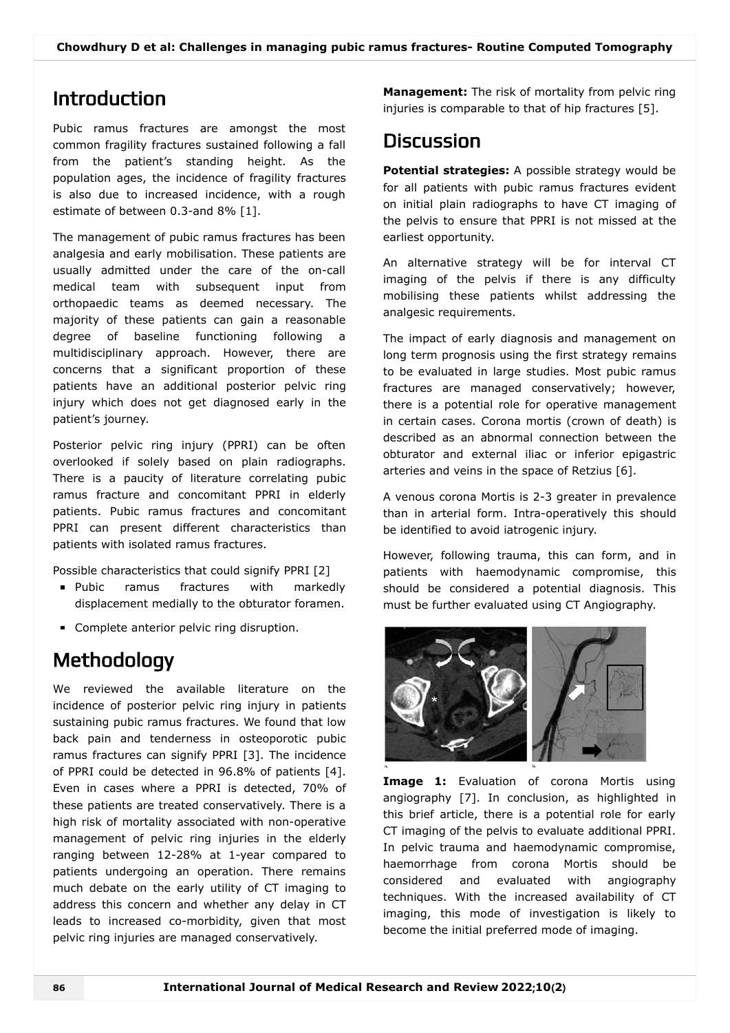## Introduction

Pubic ramus fractures are amongst the most common fragility fractures sustained following a fall from the patient's standing height. As the population ages, the incidence of fragility fractures is also due to increased incidence, with a rough estimate of between 0.3-and 8% [1].

The management of pubic ramus fractures has been analgesia and early mobilisation. These patients are usually admitted under the care of the on-call medical team with subsequent input from orthopaedic teams as deemed necessary. The majority of these patients can gain a reasonable degree of baseline functioning following a multidisciplinary approach. However, there are concerns that a significant proportion of these patients have an additional posterior pelvic ring injury which does not get diagnosed early in the patient's journey.

Posterior pelvic ring injury (PPRI) can be often overlooked if solely based on plain radiographs. There is a paucity of literature correlating pubic ramus fracture and concomitant PPRI in elderly patients. Pubic ramus fractures and concomitant PPRI can present different characteristics than patients with isolated ramus fractures.

Possible characteristics that could signify PPRI [2]

- Pubic ramus fractures with markedly displacement medially to the obturator foramen.
- Complete anterior pelvic ring disruption.

## Methodology

We reviewed the available literature on the incidence of posterior pelvic ring injury in patients sustaining pubic ramus fractures. We found that low back pain and tenderness in osteoporotic pubic ramus fractures can signify PPRI [3]. The incidence of PPRI could be detected in 96.8% of patients [4]. Even in cases where a PPRI is detected, 70% of these patients are treated conservatively. There is a high risk of mortality associated with non-operative management of pelvic ring injuries in the elderly ranging between 12-28% at 1-year compared to patients undergoing an operation. There remains much debate on the early utility of CT imaging to address this concern and whether any delay in CT leads to increased co-morbidity, given that most pelvic ring injuries are managed conservatively.

**Management:** The risk of mortality from pelvic ring injuries is comparable to that of hip fractures [5].

## Discussion

**Potential strategies:** A possible strategy would be for all patients with pubic ramus fractures evident on initial plain radiographs to have CT imaging of the pelvis to ensure that PPRI is not missed at the earliest opportunity.

An alternative strategy will be for interval CT imaging of the pelvis if there is any difficulty mobilising these patients whilst addressing the analgesic requirements.

The impact of early diagnosis and management on long term prognosis using the first strategy remains to be evaluated in large studies. Most pubic ramus fractures are managed conservatively; however, there is a potential role for operative management in certain cases. Corona mortis (crown of death) is described as an abnormal connection between the obturator and external iliac or inferior epigastric arteries and veins in the space of Retzius [6].

A venous corona Mortis is 2-3 greater in prevalence than in arterial form. Intra-operatively this should be identified to avoid iatrogenic injury.

However, following trauma, this can form, and in patients with haemodynamic compromise, this should be considered a potential diagnosis. This must be further evaluated using CT Angiography.

**Image 1:** Evaluation of corona Mortis using angiography [7]. In conclusion, as highlighted in this brief article, there is a potential role for early CT imaging of the pelvis to evaluate additional PPRI. In pelvic trauma and haemodynamic compromise, haemorrhage from corona Mortis should be considered and evaluated with angiography techniques. With the increased availability of CT imaging, this mode of investigation is likely to become the initial preferred mode of imaging.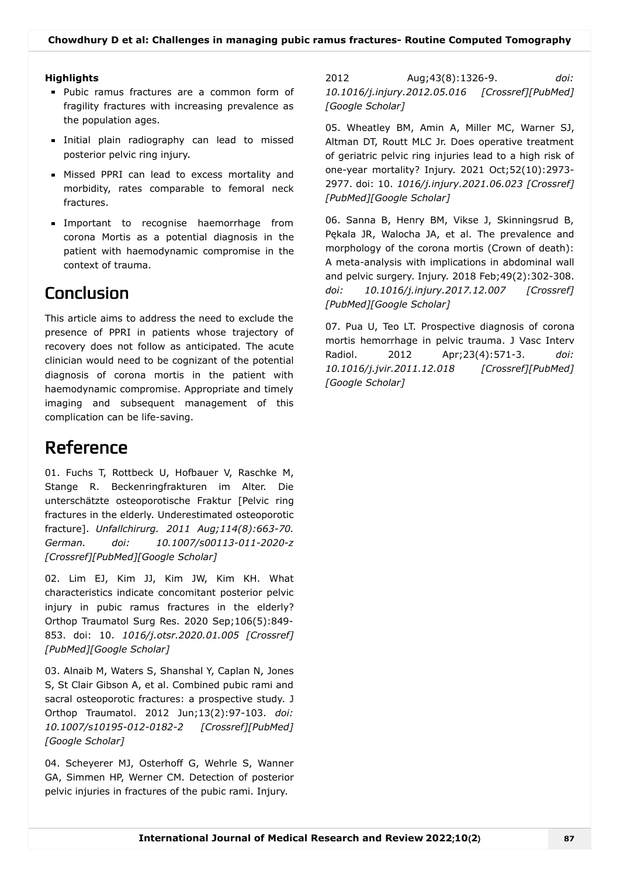**Highlights**

- Pubic ramus fractures are a common form of fragility fractures with increasing prevalence as the population ages.
- Initial plain radiography can lead to missed posterior pelvic ring injury.
- Missed PPRI can lead to excess mortality and morbidity, rates comparable to femoral neck fractures.
- Important to recognise haemorrhage from corona Mortis as a potential diagnosis in the patient with haemodynamic compromise in the context of trauma.

## Conclusion

This article aims to address the need to exclude the presence of PPRI in patients whose trajectory of recovery does not follow as anticipated. The acute clinician would need to be cognizant of the potential diagnosis of corona mortis in the patient with haemodynamic compromise. Appropriate and timely imaging and subsequent management of this complication can be life-saving.

## Reference

01. Fuchs T, Rottbeck U, Hofbauer V, Raschke M, Stange R. Beckenringfrakturen im Alter. Die unterschätzte osteoporotische Fraktur [Pelvic ring fractures in the elderly. Underestimated osteoporotic fracture]. *Unfallchirurg. 2011 Aug;114(8):663-70. German. doi: 10.1007/s00113-011-2020-z [Crossref][PubMed][Google Scholar]*

02. Lim EJ, Kim JJ, Kim JW, Kim KH. What characteristics indicate concomitant posterior pelvic injury in pubic ramus fractures in the elderly? Orthop Traumatol Surg Res. 2020 Sep;106(5):849-853. doi: 10. *1016/j.otsr.2020.01.005 [Crossref][PubMed][Google Scholar]*

03. Alnaib M, Waters S, Shanshal Y, Caplan N, Jones S, St Clair Gibson A, et al. Combined pubic rami and sacral osteoporotic fractures: a prospective study. J Orthop Traumatol. 2012 Jun;13(2):97-103. *doi: 10.1007/s10195-012-0182-2 [Crossref][PubMed][Google Scholar]*

04. Scheyerer MJ, Osterhoff G, Wehrle S, Wanner GA, Simmen HP, Werner CM. Detection of posterior pelvic injuries in fractures of the pubic rami. Injury. 2012 Aug;43(8):1326-9. *doi: 10.1016/j.injury.2012.05.016 [Crossref][PubMed][Google Scholar]*

05. Wheatley BM, Amin A, Miller MC, Warner SJ, Altman DT, Routt MLC Jr. Does operative treatment of geriatric pelvic ring injuries lead to a high risk of one-year mortality? Injury. 2021 Oct;52(10):2973-2977. doi: 10. *1016/j.injury.2021.06.023 [Crossref][PubMed][Google Scholar]*

06. Sanna B, Henry BM, Vikse J, Skinningsrud B, Pękala JR, Walocha JA, et al. The prevalence and morphology of the corona mortis (Crown of death): A meta-analysis with implications in abdominal wall and pelvic surgery. Injury. 2018 Feb;49(2):302-308. *doi: 10.1016/j.injury.2017.12.007 [Crossref][PubMed][Google Scholar]*

07. Pua U, Teo LT. Prospective diagnosis of corona mortis hemorrhage in pelvic trauma. J Vasc Interv Radiol. 2012 Apr;23(4):571-3. *doi: 10.1016/j.jvir.2011.12.018 [Crossref][PubMed][Google Scholar]*